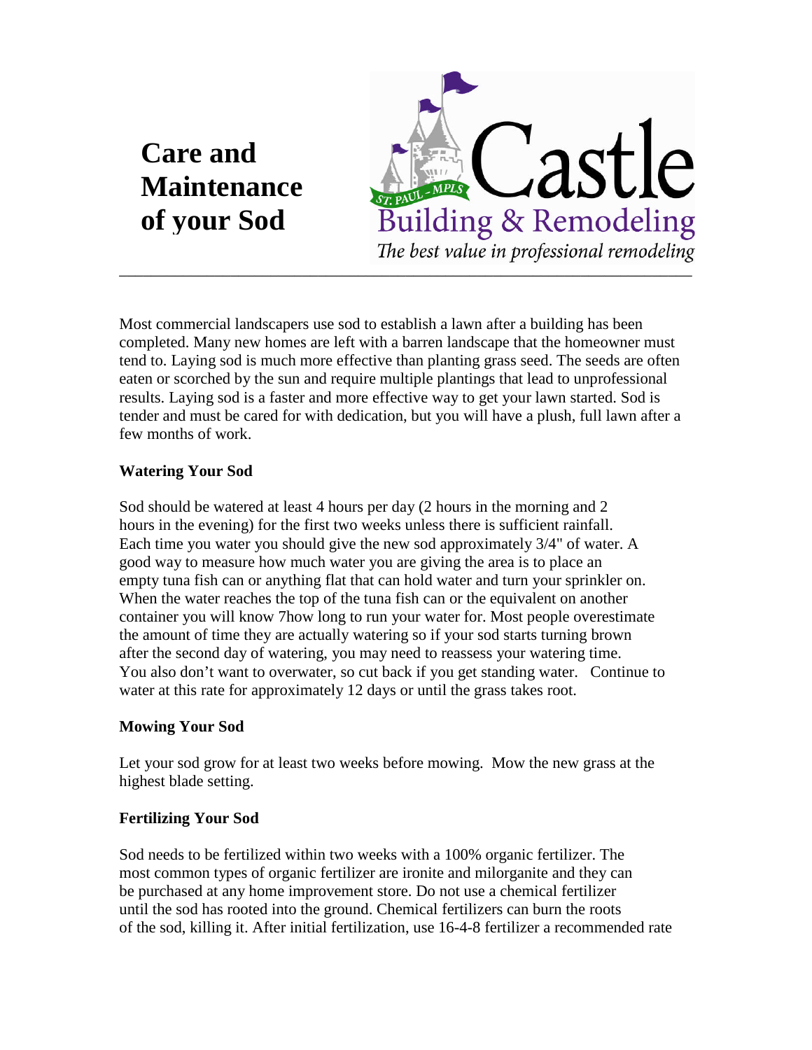# Care and Maintenance of your Sod

Castle Building & Remodeling

*The best value in professional remodeling*

---

Most commercial landscapers use sod to establish a lawn after a building has been completed. Many new homes are left with a barren landscape that the homeowner must tend to. Laying sod is much more effective than planting grass seed. The seeds are often eaten or scorched by the sun and require multiple plantings that lead to unprofessional results. Laying sod is a faster and more effective way to get your lawn started. Sod is tender and must be cared for with dedication, but you will have a plush, full lawn after a few months of work.

**Watering Your Sod**

Sod should be watered at least 4 hours per day (2 hours in the morning and 2 hours in the evening) for the first two weeks unless there is sufficient rainfall. Each time you water you should give the new sod approximately 3/4" of water. A good way to measure how much water you are giving the area is to place an empty tuna fish can or anything flat that can hold water and turn your sprinkler on. When the water reaches the top of the tuna fish can or the equivalent on another container you will know 7how long to run your water for. Most people overestimate the amount of time they are actually watering so if your sod starts turning brown after the second day of watering, you may need to reassess your watering time. You also don't want to overwater, so cut back if you get standing water. Continue to water at this rate for approximately 12 days or until the grass takes root.

**Mowing Your Sod**

Let your sod grow for at least two weeks before mowing. Mow the new grass at the highest blade setting.

**Fertilizing Your Sod**

Sod needs to be fertilized within two weeks with a 100% organic fertilizer. The most common types of organic fertilizer are ironite and milorganite and they can be purchased at any home improvement store. Do not use a chemical fertilizer until the sod has rooted into the ground. Chemical fertilizers can burn the roots of the sod, killing it. After initial fertilization, use 16-4-8 fertilizer a recommended rate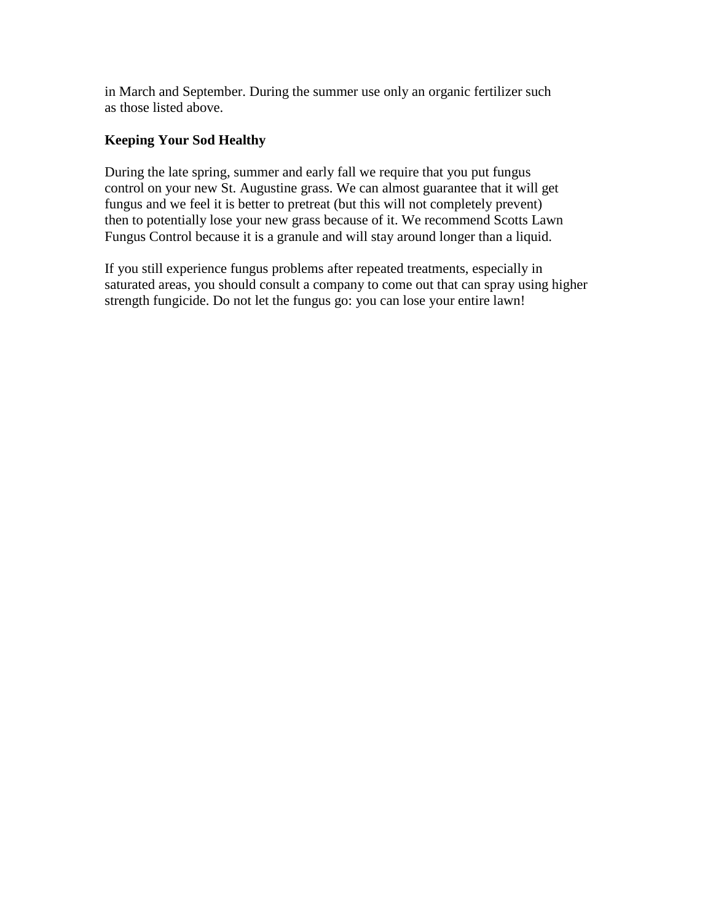in March and September. During the summer use only an organic fertilizer such as those listed above.

**Keeping Your Sod Healthy**

During the late spring, summer and early fall we require that you put fungus control on your new St. Augustine grass. We can almost guarantee that it will get fungus and we feel it is better to pretreat (but this will not completely prevent) then to potentially lose your new grass because of it. We recommend Scotts Lawn Fungus Control because it is a granule and will stay around longer than a liquid.

If you still experience fungus problems after repeated treatments, especially in saturated areas, you should consult a company to come out that can spray using higher strength fungicide. Do not let the fungus go: you can lose your entire lawn!